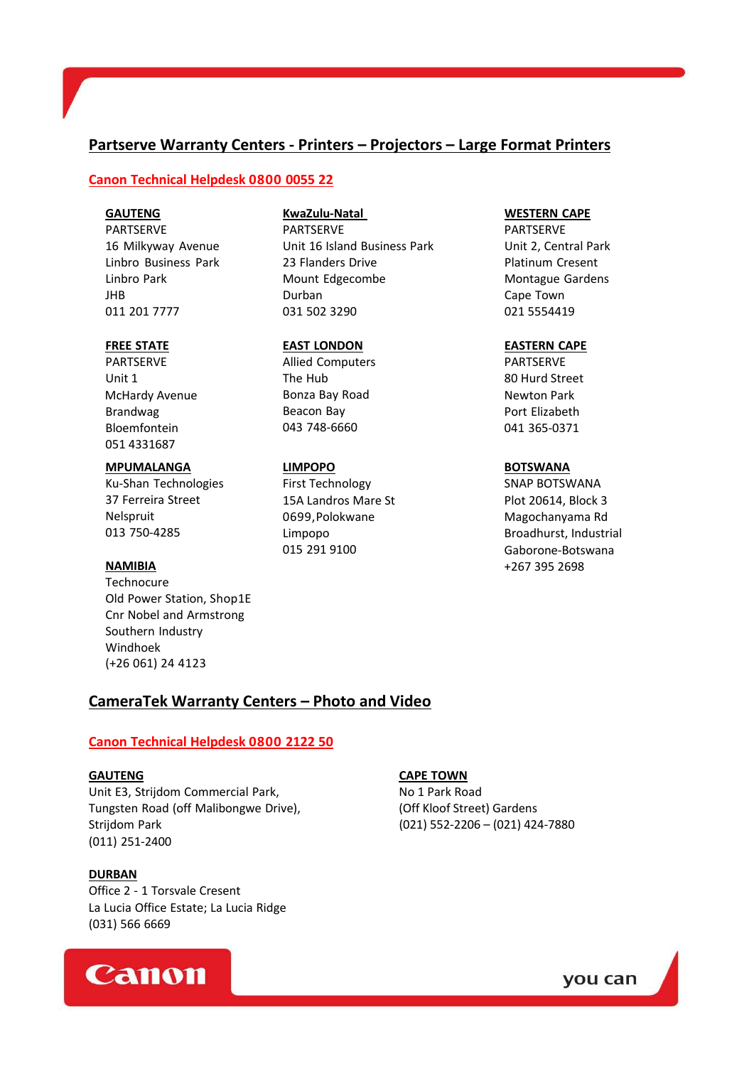## Partserve Warranty Centers - Printers – Projectors – Large Format Printers

**Canon Technical Helpdesk 0800 0055 22**

**GAUTENG**
PARTSERVE
16 Milkyway Avenue
Linbro Business Park
Linbro Park
JHB
011 201 7777

**KwaZulu-Natal**
PARTSERVE
Unit 16 Island Business Park
23 Flanders Drive
Mount Edgecombe
Durban
031 502 3290

**WESTERN CAPE**
PARTSERVE
Unit 2, Central Park
Platinum Cresent
Montague Gardens
Cape Town
021 5554419

**FREE STATE**
PARTSERVE
Unit 1
McHardy Avenue
Brandwag
Bloemfontein
051 4331687

**EAST LONDON**
Allied Computers
The Hub
Bonza Bay Road
Beacon Bay
043 748-6660

**EASTERN CAPE**
PARTSERVE
80 Hurd Street
Newton Park
Port Elizabeth
041 365-0371

**MPUMALANGA**
Ku-Shan Technologies
37 Ferreira Street
Nelspruit
013 750-4285

**LIMPOPO**
First Technology
15A Landros Mare St
0699, Polokwane
Limpopo
015 291 9100

**BOTSWANA**
SNAP BOTSWANA
Plot 20614, Block 3
Magochanyama Rd
Broadhurst, Industrial
Gaborone-Botswana
+267 395 2698

**NAMIBIA**
Technocure
Old Power Station, Shop1E
Cnr Nobel and Armstrong
Southern Industry
Windhoek
(+26 061) 24 4123

## CameraTek Warranty Centers – Photo and Video

**Canon Technical Helpdesk 0800 2122 50**

**GAUTENG**
Unit E3, Strijdom Commercial Park,
Tungsten Road (off Malibongwe Drive),
Strijdom Park
(011) 251-2400

**CAPE TOWN**
No 1 Park Road
(Off Kloof Street) Gardens
(021) 552-2206 – (021) 424-7880

**DURBAN**
Office 2 - 1 Torsvale Cresent
La Lucia Office Estate; La Lucia Ridge
(031) 566 6669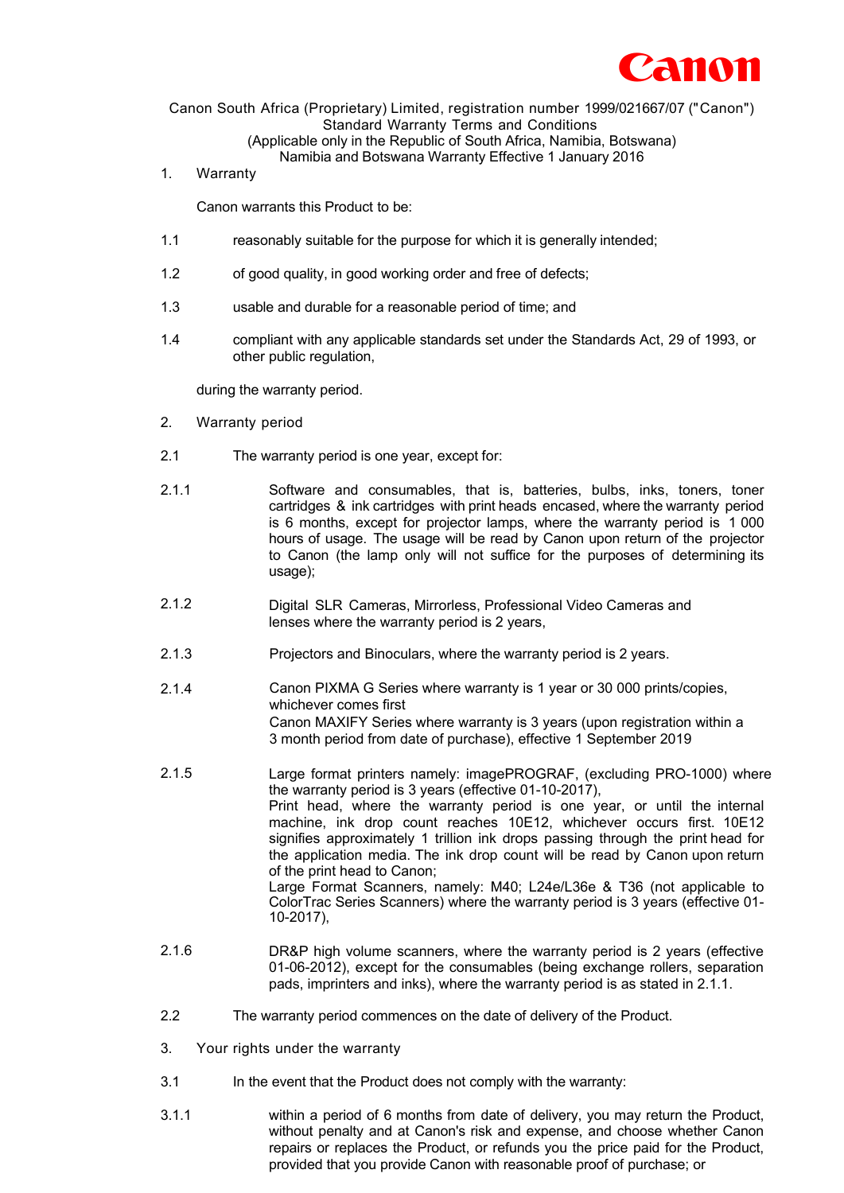Canon South Africa (Proprietary) Limited, registration number 1999/021667/07 ("Canon")
Standard Warranty Terms and Conditions
(Applicable only in the Republic of South Africa, Namibia, Botswana)
Namibia and Botswana Warranty Effective 1 January 2016

1. Warranty

Canon warrants this Product to be:

1.1 reasonably suitable for the purpose for which it is generally intended;

1.2 of good quality, in good working order and free of defects;

1.3 usable and durable for a reasonable period of time; and

1.4 compliant with any applicable standards set under the Standards Act, 29 of 1993, or other public regulation,

during the warranty period.

2. Warranty period

2.1 The warranty period is one year, except for:

2.1.1 Software and consumables, that is, batteries, bulbs, inks, toners, toner cartridges & ink cartridges with print heads encased, where the warranty period is 6 months, except for projector lamps, where the warranty period is 1 000 hours of usage. The usage will be read by Canon upon return of the projector to Canon (the lamp only will not suffice for the purposes of determining its usage);

2.1.2 Digital SLR Cameras, Mirrorless, Professional Video Cameras and lenses where the warranty period is 2 years,

2.1.3 Projectors and Binoculars, where the warranty period is 2 years.

2.1.4 Canon PIXMA G Series where warranty is 1 year or 30 000 prints/copies, whichever comes first
Canon MAXIFY Series where warranty is 3 years (upon registration within a 3 month period from date of purchase), effective 1 September 2019

2.1.5 Large format printers namely: imagePROGRAF, (excluding PRO-1000) where the warranty period is 3 years (effective 01-10-2017),
Print head, where the warranty period is one year, or until the internal machine, ink drop count reaches 10E12, whichever occurs first. 10E12 signifies approximately 1 trillion ink drops passing through the print head for the application media. The ink drop count will be read by Canon upon return of the print head to Canon;
Large Format Scanners, namely: M40; L24e/L36e & T36 (not applicable to ColorTrac Series Scanners) where the warranty period is 3 years (effective 01-10-2017),

2.1.6 DR&P high volume scanners, where the warranty period is 2 years (effective 01-06-2012), except for the consumables (being exchange rollers, separation pads, imprinters and inks), where the warranty period is as stated in 2.1.1.

2.2 The warranty period commences on the date of delivery of the Product.

3. Your rights under the warranty

3.1 In the event that the Product does not comply with the warranty:

3.1.1 within a period of 6 months from date of delivery, you may return the Product, without penalty and at Canon's risk and expense, and choose whether Canon repairs or replaces the Product, or refunds you the price paid for the Product, provided that you provide Canon with reasonable proof of purchase; or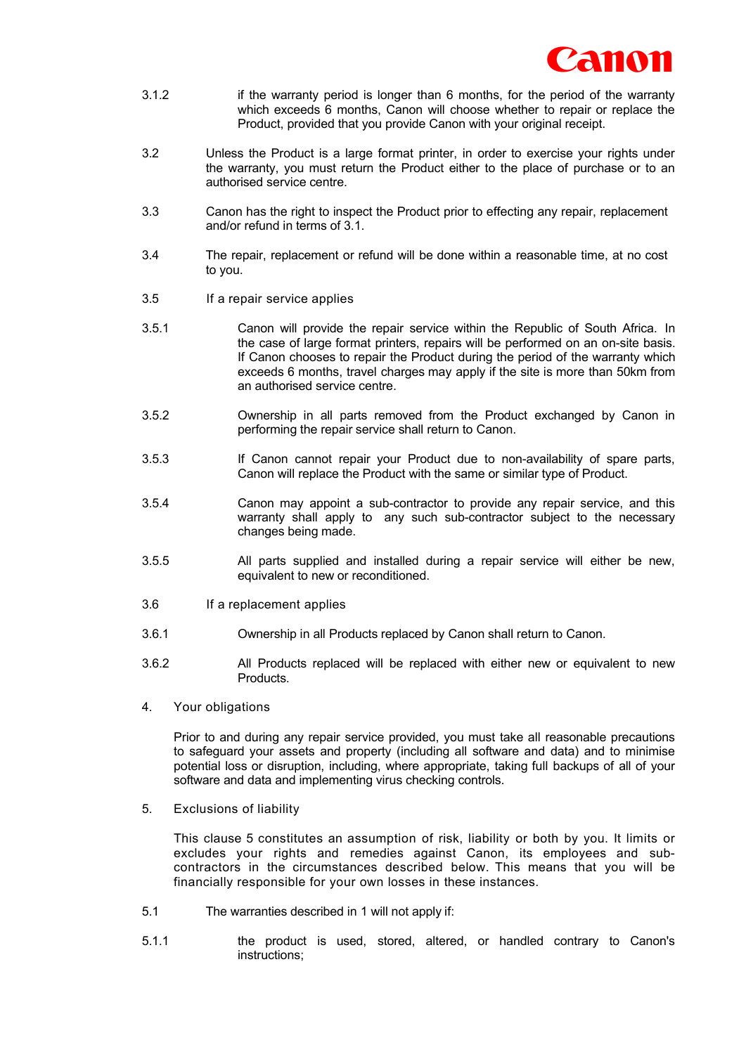3.1.2 if the warranty period is longer than 6 months, for the period of the warranty which exceeds 6 months, Canon will choose whether to repair or replace the Product, provided that you provide Canon with your original receipt.

3.2 Unless the Product is a large format printer, in order to exercise your rights under the warranty, you must return the Product either to the place of purchase or to an authorised service centre.

3.3 Canon has the right to inspect the Product prior to effecting any repair, replacement and/or refund in terms of 3.1.

3.4 The repair, replacement or refund will be done within a reasonable time, at no cost to you.

3.5 If a repair service applies

3.5.1 Canon will provide the repair service within the Republic of South Africa. In the case of large format printers, repairs will be performed on an on-site basis. If Canon chooses to repair the Product during the period of the warranty which exceeds 6 months, travel charges may apply if the site is more than 50km from an authorised service centre.

3.5.2 Ownership in all parts removed from the Product exchanged by Canon in performing the repair service shall return to Canon.

3.5.3 If Canon cannot repair your Product due to non-availability of spare parts, Canon will replace the Product with the same or similar type of Product.

3.5.4 Canon may appoint a sub-contractor to provide any repair service, and this warranty shall apply to any such sub-contractor subject to the necessary changes being made.

3.5.5 All parts supplied and installed during a repair service will either be new, equivalent to new or reconditioned.

3.6 If a replacement applies

3.6.1 Ownership in all Products replaced by Canon shall return to Canon.

3.6.2 All Products replaced will be replaced with either new or equivalent to new Products.

## 4. Your obligations

Prior to and during any repair service provided, you must take all reasonable precautions to safeguard your assets and property (including all software and data) and to minimise potential loss or disruption, including, where appropriate, taking full backups of all of your software and data and implementing virus checking controls.

## 5. Exclusions of liability

This clause 5 constitutes an assumption of risk, liability or both by you. It limits or excludes your rights and remedies against Canon, its employees and sub-contractors in the circumstances described below. This means that you will be financially responsible for your own losses in these instances.

5.1 The warranties described in 1 will not apply if:

5.1.1 the product is used, stored, altered, or handled contrary to Canon's instructions;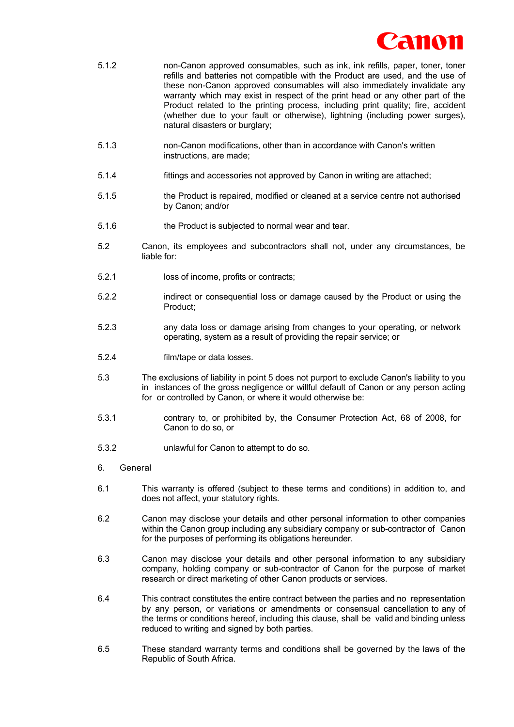5.1.2 non-Canon approved consumables, such as ink, ink refills, paper, toner, toner refills and batteries not compatible with the Product are used, and the use of these non-Canon approved consumables will also immediately invalidate any warranty which may exist in respect of the print head or any other part of the Product related to the printing process, including print quality; fire, accident (whether due to your fault or otherwise), lightning (including power surges), natural disasters or burglary;

5.1.3 non-Canon modifications, other than in accordance with Canon's written instructions, are made;

5.1.4 fittings and accessories not approved by Canon in writing are attached;

5.1.5 the Product is repaired, modified or cleaned at a service centre not authorised by Canon; and/or

5.1.6 the Product is subjected to normal wear and tear.

5.2 Canon, its employees and subcontractors shall not, under any circumstances, be liable for:

5.2.1 loss of income, profits or contracts;

5.2.2 indirect or consequential loss or damage caused by the Product or using the Product;

5.2.3 any data loss or damage arising from changes to your operating, or network operating, system as a result of providing the repair service; or

5.2.4 film/tape or data losses.

5.3 The exclusions of liability in point 5 does not purport to exclude Canon's liability to you in instances of the gross negligence or willful default of Canon or any person acting for or controlled by Canon, or where it would otherwise be:

5.3.1 contrary to, or prohibited by, the Consumer Protection Act, 68 of 2008, for Canon to do so, or

5.3.2 unlawful for Canon to attempt to do so.

## 6. General

6.1 This warranty is offered (subject to these terms and conditions) in addition to, and does not affect, your statutory rights.

6.2 Canon may disclose your details and other personal information to other companies within the Canon group including any subsidiary company or sub-contractor of Canon for the purposes of performing its obligations hereunder.

6.3 Canon may disclose your details and other personal information to any subsidiary company, holding company or sub-contractor of Canon for the purpose of market research or direct marketing of other Canon products or services.

6.4 This contract constitutes the entire contract between the parties and no representation by any person, or variations or amendments or consensual cancellation to any of the terms or conditions hereof, including this clause, shall be valid and binding unless reduced to writing and signed by both parties.

6.5 These standard warranty terms and conditions shall be governed by the laws of the Republic of South Africa.